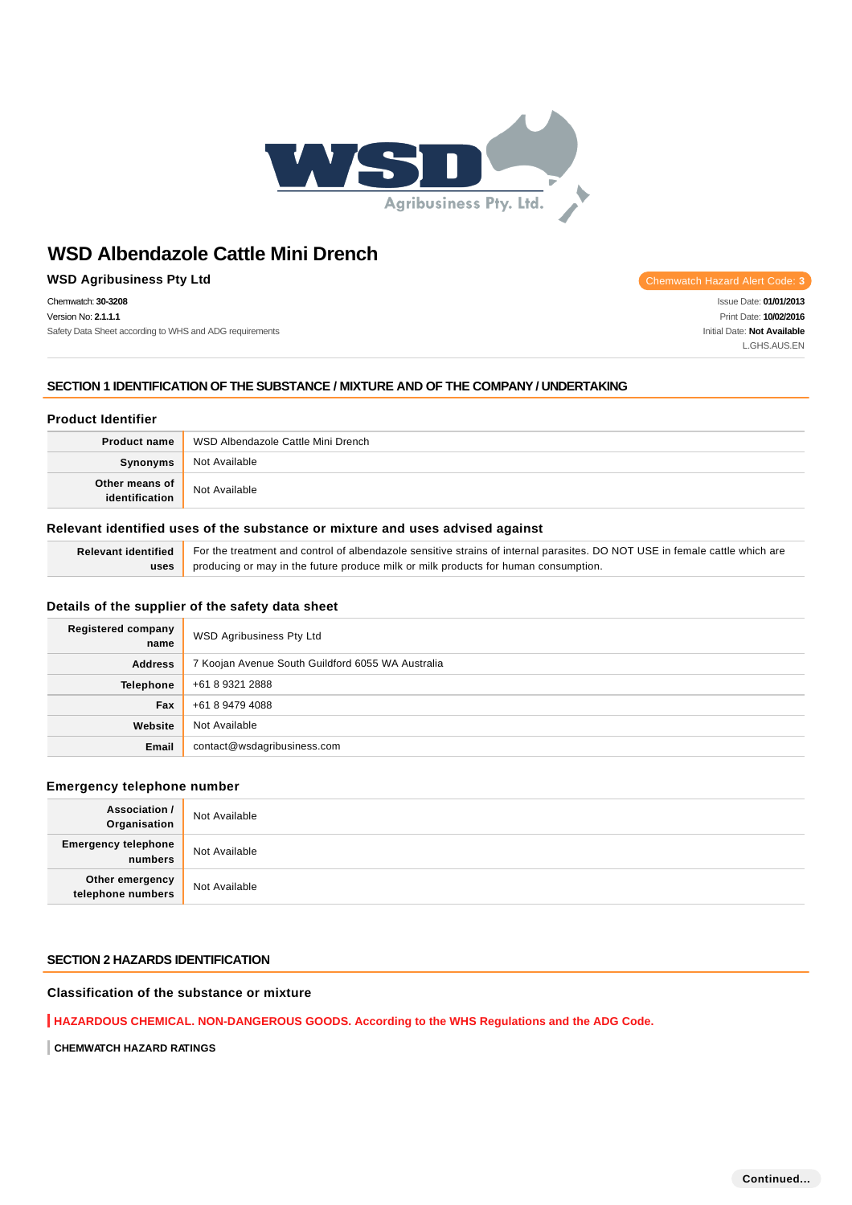# WSD Albendazole Cattle Mini Drench

**WSD Agribusiness Pty Ltd**

Chemwatch Hazard Alert Code: **3**

Chemwatch: **30-3208**
Version No: **2.1.1.1**
Safety Data Sheet according to WHS and ADG requirements

Issue Date: **01/01/2013**
Print Date: **10/02/2016**
Initial Date: **Not Available**
L.GHS.AUS.EN

## SECTION 1 IDENTIFICATION OF THE SUBSTANCE / MIXTURE AND OF THE COMPANY / UNDERTAKING

### Product Identifier

| | |
|---|---|
| **Product name** | WSD Albendazole Cattle Mini Drench |
| **Synonyms** | Not Available |
| **Other means of identification** | Not Available |

### Relevant identified uses of the substance or mixture and uses advised against

| | |
|---|---|
| **Relevant identified uses** | For the treatment and control of albendazole sensitive strains of internal parasites. DO NOT USE in female cattle which are producing or may in the future produce milk or milk products for human consumption. |

### Details of the supplier of the safety data sheet

| | |
|---|---|
| **Registered company name** | WSD Agribusiness Pty Ltd |
| **Address** | 7 Koojan Avenue South Guildford 6055 WA Australia |
| **Telephone** | +61 8 9321 2888 |
| **Fax** | +61 8 9479 4088 |
| **Website** | Not Available |
| **Email** | contact@wsdagribusiness.com |

### Emergency telephone number

| | |
|---|---|
| **Association / Organisation** | Not Available |
| **Emergency telephone numbers** | Not Available |
| **Other emergency telephone numbers** | Not Available |

## SECTION 2 HAZARDS IDENTIFICATION

### Classification of the substance or mixture

**HAZARDOUS CHEMICAL. NON-DANGEROUS GOODS. According to the WHS Regulations and the ADG Code.**

**CHEMWATCH HAZARD RATINGS**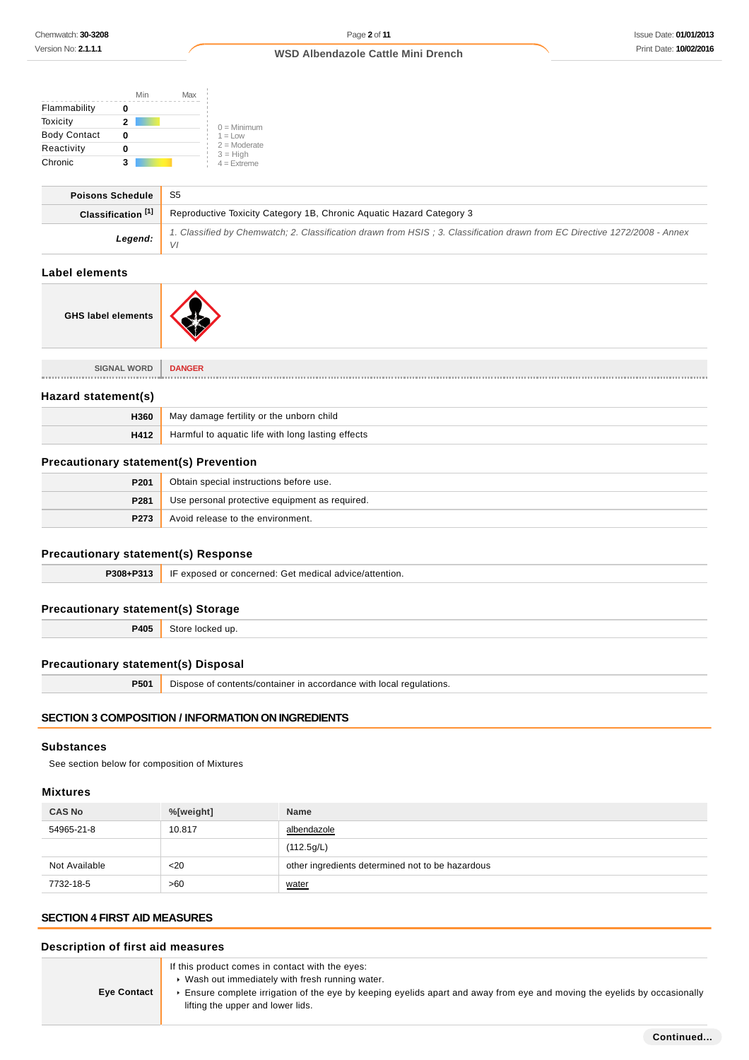| | Min | Max |
|---|---|---|
| Flammability | 0 | |
| Toxicity | 2 | |
| Body Contact | 0 | |
| Reactivity | 0 | |
| Chronic | 3 | |

0 = Minimum
1 = Low
2 = Moderate
3 = High
4 = Extreme

| | |
|---|---|
| **Poisons Schedule** | S5 |
| **Classification [1]** | Reproductive Toxicity Category 1B, Chronic Aquatic Hazard Category 3 |
| ***Legend:*** | *1. Classified by Chemwatch; 2. Classification drawn from HSIS ; 3. Classification drawn from EC Directive 1272/2008 - Annex VI* |

### Label elements

| | |
|---|---|
| **GHS label elements** | |
| SIGNAL WORD | DANGER |

### Hazard statement(s)

| | |
|---|---|
| **H360** | May damage fertility or the unborn child |
| **H412** | Harmful to aquatic life with long lasting effects |

### Precautionary statement(s) Prevention

| | |
|---|---|
| **P201** | Obtain special instructions before use. |
| **P281** | Use personal protective equipment as required. |
| **P273** | Avoid release to the environment. |

### Precautionary statement(s) Response

| | |
|---|---|
| **P308+P313** | IF exposed or concerned: Get medical advice/attention. |

### Precautionary statement(s) Storage

| | |
|---|---|
| **P405** | Store locked up. |

### Precautionary statement(s) Disposal

| | |
|---|---|
| **P501** | Dispose of contents/container in accordance with local regulations. |

## SECTION 3 COMPOSITION / INFORMATION ON INGREDIENTS

### Substances

See section below for composition of Mixtures

### Mixtures

| CAS No | %[weight] | Name |
|---|---|---|
| 54965-21-8 | 10.817 | albendazole |
| | | (112.5g/L) |
| Not Available | <20 | other ingredients determined not to be hazardous |
| 7732-18-5 | >60 | water |

## SECTION 4 FIRST AID MEASURES

### Description of first aid measures

| | |
|---|---|
| **Eye Contact** | If this product comes in contact with the eyes:<br>▸ Wash out immediately with fresh running water.<br>▸ Ensure complete irrigation of the eye by keeping eyelids apart and away from eye and moving the eyelids by occasionally lifting the upper and lower lids. |

**Continued...**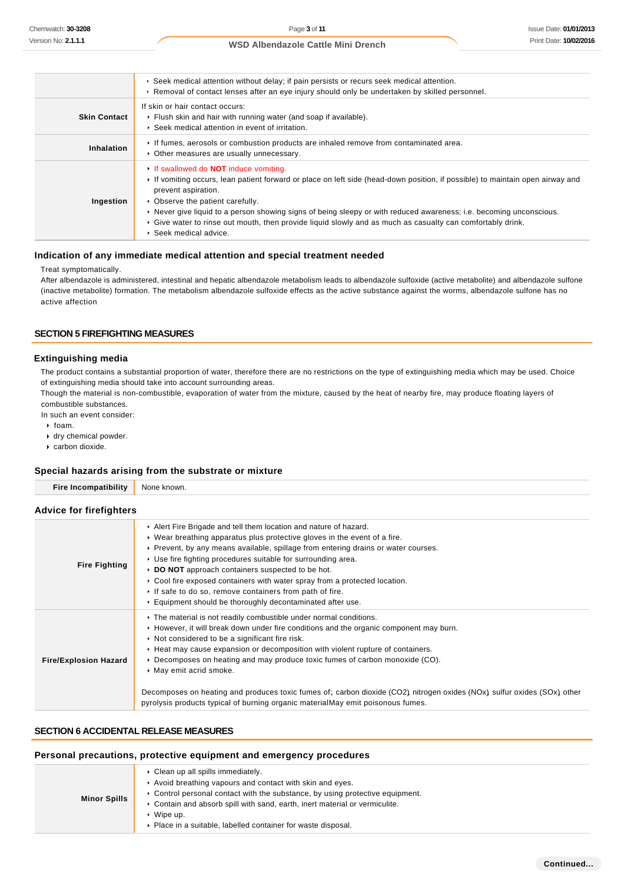| | |
|---|---|
| | ‣ Seek medical attention without delay; if pain persists or recurs seek medical attention.<br>‣ Removal of contact lenses after an eye injury should only be undertaken by skilled personnel. |
| **Skin Contact** | If skin or hair contact occurs:<br>‣ Flush skin and hair with running water (and soap if available).<br>‣ Seek medical attention in event of irritation. |
| **Inhalation** | ‣ If fumes, aerosols or combustion products are inhaled remove from contaminated area.<br>‣ Other measures are usually unnecessary. |
| **Ingestion** | ‣ If swallowed do **NOT** induce vomiting.<br>‣ If vomiting occurs, lean patient forward or place on left side (head-down position, if possible) to maintain open airway and prevent aspiration.<br>‣ Observe the patient carefully.<br>‣ Never give liquid to a person showing signs of being sleepy or with reduced awareness; i.e. becoming unconscious.<br>‣ Give water to rinse out mouth, then provide liquid slowly and as much as casualty can comfortably drink.<br>‣ Seek medical advice. |

### Indication of any immediate medical attention and special treatment needed

Treat symptomatically.
After albendazole is administered, intestinal and hepatic albendazole metabolism leads to albendazole sulfoxide (active metabolite) and albendazole sulfone (inactive metabolite) formation. The metabolism albendazole sulfoxide effects as the active substance against the worms, albendazole sulfone has no active affection

## SECTION 5 FIREFIGHTING MEASURES

### Extinguishing media

The product contains a substantial proportion of water, therefore there are no restrictions on the type of extinguishing media which may be used. Choice of extinguishing media should take into account surrounding areas.
Though the material is non-combustible, evaporation of water from the mixture, caused by the heat of nearby fire, may produce floating layers of combustible substances.
In such an event consider:

- foam.
- dry chemical powder.
- carbon dioxide.

### Special hazards arising from the substrate or mixture

| | |
|---|---|
| **Fire Incompatibility** | None known. |

### Advice for firefighters

| | |
|---|---|
| **Fire Fighting** | ‣ Alert Fire Brigade and tell them location and nature of hazard.<br>‣ Wear breathing apparatus plus protective gloves in the event of a fire.<br>‣ Prevent, by any means available, spillage from entering drains or water courses.<br>‣ Use fire fighting procedures suitable for surrounding area.<br>‣ **DO NOT** approach containers suspected to be hot.<br>‣ Cool fire exposed containers with water spray from a protected location.<br>‣ If safe to do so, remove containers from path of fire.<br>‣ Equipment should be thoroughly decontaminated after use. |
| **Fire/Explosion Hazard** | ‣ The material is not readily combustible under normal conditions.<br>‣ However, it will break down under fire conditions and the organic component may burn.<br>‣ Not considered to be a significant fire risk.<br>‣ Heat may cause expansion or decomposition with violent rupture of containers.<br>‣ Decomposes on heating and may produce toxic fumes of carbon monoxide (CO).<br>‣ May emit acrid smoke.<br><br>Decomposes on heating and produces toxic fumes of; carbon dioxide ($CO_2$) nitrogen oxides ($NO_x$) sulfur oxides ($SO_x$) other pyrolysis products typical of burning organic materialMay emit poisonous fumes. |

## SECTION 6 ACCIDENTAL RELEASE MEASURES

### Personal precautions, protective equipment and emergency procedures

| | |
|---|---|
| **Minor Spills** | ‣ Clean up all spills immediately.<br>‣ Avoid breathing vapours and contact with skin and eyes.<br>‣ Control personal contact with the substance, by using protective equipment.<br>‣ Contain and absorb spill with sand, earth, inert material or vermiculite.<br>‣ Wipe up.<br>‣ Place in a suitable, labelled container for waste disposal. |

**Continued...**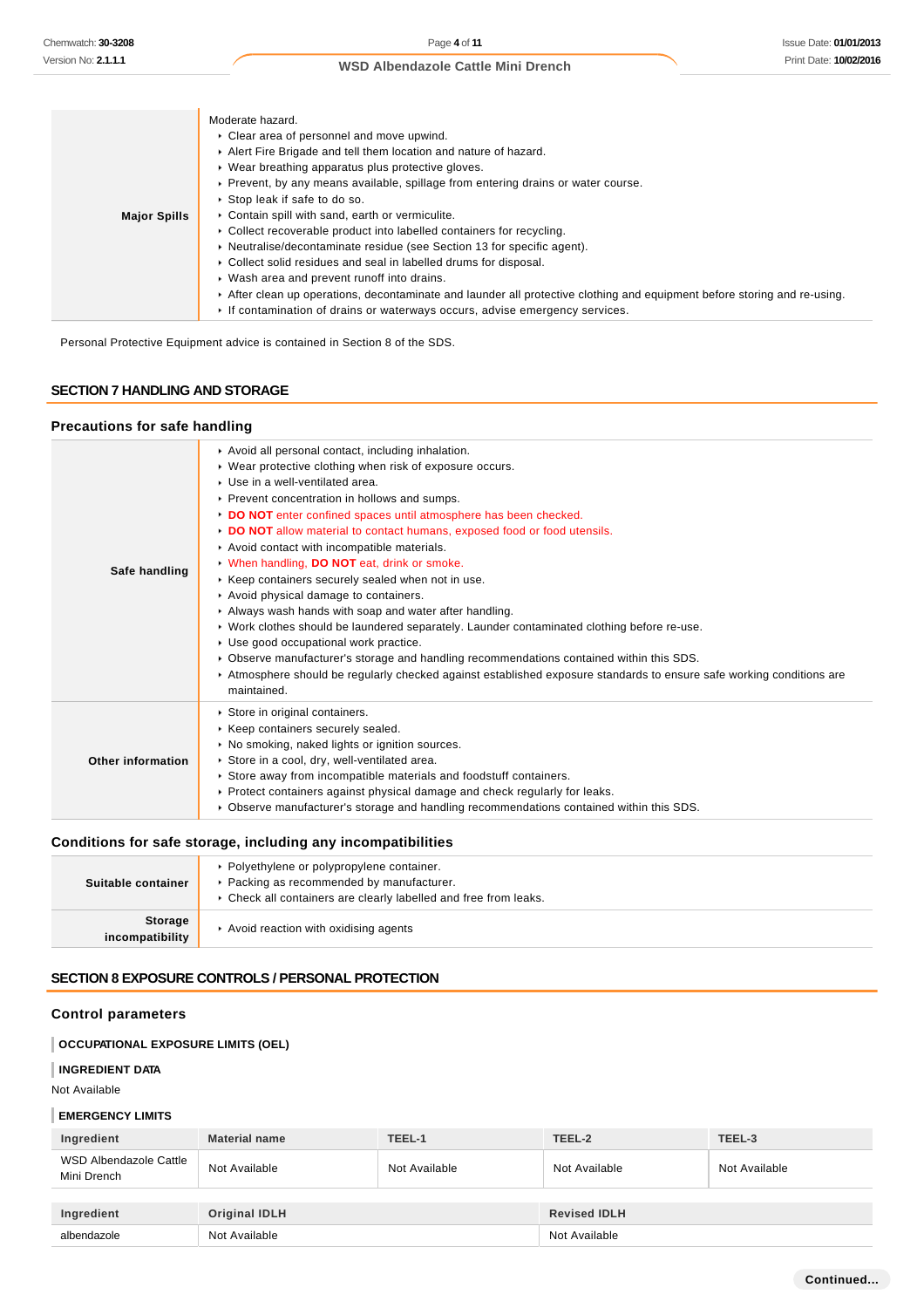| Major Spills | Moderate hazard.<br>- Clear area of personnel and move upwind.<br>- Alert Fire Brigade and tell them location and nature of hazard.<br>- Wear breathing apparatus plus protective gloves.<br>- Prevent, by any means available, spillage from entering drains or water course.<br>- Stop leak if safe to do so.<br>- Contain spill with sand, earth or vermiculite.<br>- Collect recoverable product into labelled containers for recycling.<br>- Neutralise/decontaminate residue (see Section 13 for specific agent).<br>- Collect solid residues and seal in labelled drums for disposal.<br>- Wash area and prevent runoff into drains.<br>- After clean up operations, decontaminate and launder all protective clothing and equipment before storing and re-using.<br>- If contamination of drains or waterways occurs, advise emergency services. |
|---|---|

Personal Protective Equipment advice is contained in Section 8 of the SDS.

## SECTION 7 HANDLING AND STORAGE

### Precautions for safe handling

| Safe handling | - Avoid all personal contact, including inhalation.<br>- Wear protective clothing when risk of exposure occurs.<br>- Use in a well-ventilated area.<br>- Prevent concentration in hollows and sumps.<br>- **DO NOT** enter confined spaces until atmosphere has been checked.<br>- **DO NOT** allow material to contact humans, exposed food or food utensils.<br>- Avoid contact with incompatible materials.<br>- When handling, **DO NOT** eat, drink or smoke.<br>- Keep containers securely sealed when not in use.<br>- Avoid physical damage to containers.<br>- Always wash hands with soap and water after handling.<br>- Work clothes should be laundered separately. Launder contaminated clothing before re-use.<br>- Use good occupational work practice.<br>- Observe manufacturer's storage and handling recommendations contained within this SDS.<br>- Atmosphere should be regularly checked against established exposure standards to ensure safe working conditions are maintained. |
|---|---|
| Other information | - Store in original containers.<br>- Keep containers securely sealed.<br>- No smoking, naked lights or ignition sources.<br>- Store in a cool, dry, well-ventilated area.<br>- Store away from incompatible materials and foodstuff containers.<br>- Protect containers against physical damage and check regularly for leaks.<br>- Observe manufacturer's storage and handling recommendations contained within this SDS. |

### Conditions for safe storage, including any incompatibilities

| Suitable container | - Polyethylene or polypropylene container.<br>- Packing as recommended by manufacturer.<br>- Check all containers are clearly labelled and free from leaks. |
|---|---|
| Storage incompatibility | - Avoid reaction with oxidising agents |

## SECTION 8 EXPOSURE CONTROLS / PERSONAL PROTECTION

### Control parameters

#### OCCUPATIONAL EXPOSURE LIMITS (OEL)

#### INGREDIENT DATA

Not Available

#### EMERGENCY LIMITS

| Ingredient | Material name | TEEL-1 | TEEL-2 | TEEL-3 |
|---|---|---|---|---|
| WSD Albendazole Cattle Mini Drench | Not Available | Not Available | Not Available | Not Available |

| Ingredient | Original IDLH | Revised IDLH |
|---|---|---|
| albendazole | Not Available | Not Available |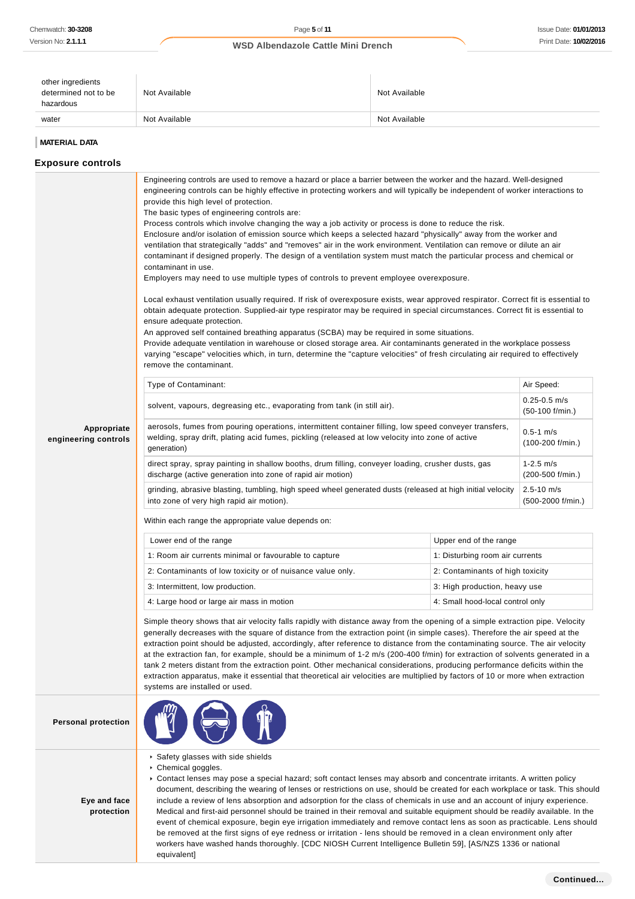| | | |
|---|---|---|
| other ingredients determined not to be hazardous | Not Available | Not Available |
| water | Not Available | Not Available |

**MATERIAL DATA**

## Exposure controls

**Appropriate engineering controls**

Engineering controls are used to remove a hazard or place a barrier between the worker and the hazard. Well-designed engineering controls can be highly effective in protecting workers and will typically be independent of worker interactions to provide this high level of protection.
The basic types of engineering controls are:
Process controls which involve changing the way a job activity or process is done to reduce the risk.
Enclosure and/or isolation of emission source which keeps a selected hazard "physically" away from the worker and ventilation that strategically "adds" and "removes" air in the work environment. Ventilation can remove or dilute an air contaminant if designed properly. The design of a ventilation system must match the particular process and chemical or contaminant in use.
Employers may need to use multiple types of controls to prevent employee overexposure.

Local exhaust ventilation usually required. If risk of overexposure exists, wear approved respirator. Correct fit is essential to obtain adequate protection. Supplied-air type respirator may be required in special circumstances. Correct fit is essential to ensure adequate protection.
An approved self contained breathing apparatus (SCBA) may be required in some situations.
Provide adequate ventilation in warehouse or closed storage area. Air contaminants generated in the workplace possess varying "escape" velocities which, in turn, determine the "capture velocities" of fresh circulating air required to effectively remove the contaminant.

| Type of Contaminant: | Air Speed: |
|---|---|
| solvent, vapours, degreasing etc., evaporating from tank (in still air). | 0.25-0.5 m/s (50-100 f/min.) |
| aerosols, fumes from pouring operations, intermittent container filling, low speed conveyer transfers, welding, spray drift, plating acid fumes, pickling (released at low velocity into zone of active generation) | 0.5-1 m/s (100-200 f/min.) |
| direct spray, spray painting in shallow booths, drum filling, conveyer loading, crusher dusts, gas discharge (active generation into zone of rapid air motion) | 1-2.5 m/s (200-500 f/min.) |
| grinding, abrasive blasting, tumbling, high speed wheel generated dusts (released at high initial velocity into zone of very high rapid air motion). | 2.5-10 m/s (500-2000 f/min.) |

Within each range the appropriate value depends on:

| Lower end of the range | Upper end of the range |
|---|---|
| 1: Room air currents minimal or favourable to capture | 1: Disturbing room air currents |
| 2: Contaminants of low toxicity or of nuisance value only. | 2: Contaminants of high toxicity |
| 3: Intermittent, low production. | 3: High production, heavy use |
| 4: Large hood or large air mass in motion | 4: Small hood-local control only |

Simple theory shows that air velocity falls rapidly with distance away from the opening of a simple extraction pipe. Velocity generally decreases with the square of distance from the extraction point (in simple cases). Therefore the air speed at the extraction point should be adjusted, accordingly, after reference to distance from the contaminating source. The air velocity at the extraction fan, for example, should be a minimum of 1-2 m/s (200-400 f/min) for extraction of solvents generated in a tank 2 meters distant from the extraction point. Other mechanical considerations, producing performance deficits within the extraction apparatus, make it essential that theoretical air velocities are multiplied by factors of 10 or more when extraction systems are installed or used.

**Personal protection**

**Eye and face protection**

- Safety glasses with side shields
- Chemical goggles.
- Contact lenses may pose a special hazard; soft contact lenses may absorb and concentrate irritants. A written policy document, describing the wearing of lenses or restrictions on use, should be created for each workplace or task. This should include a review of lens absorption and adsorption for the class of chemicals in use and an account of injury experience. Medical and first-aid personnel should be trained in their removal and suitable equipment should be readily available. In the event of chemical exposure, begin eye irrigation immediately and remove contact lens as soon as practicable. Lens should be removed at the first signs of eye redness or irritation - lens should be removed in a clean environment only after workers have washed hands thoroughly. [CDC NIOSH Current Intelligence Bulletin 59], [AS/NZS 1336 or national equivalent]

Continued...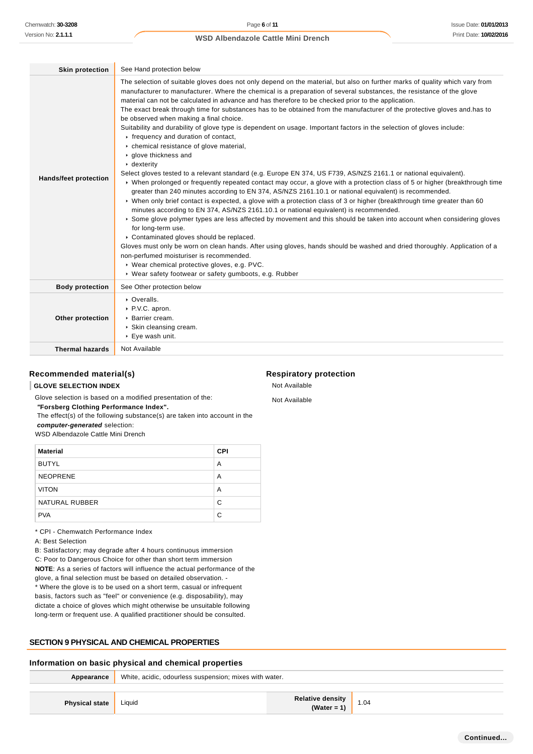| | |
|---|---|
| **Skin protection** | See Hand protection below |
| **Hands/feet protection** | The selection of suitable gloves does not only depend on the material, but also on further marks of quality which vary from manufacturer to manufacturer. Where the chemical is a preparation of several substances, the resistance of the glove material can not be calculated in advance and has therefore to be checked prior to the application.<br>The exact break through time for substances has to be obtained from the manufacturer of the protective gloves and.has to be observed when making a final choice.<br>Suitability and durability of glove type is dependent on usage. Important factors in the selection of gloves include:<br>▸ frequency and duration of contact,<br>▸ chemical resistance of glove material,<br>▸ glove thickness and<br>▸ dexterity<br>Select gloves tested to a relevant standard (e.g. Europe EN 374, US F739, AS/NZS 2161.1 or national equivalent).<br>▸ When prolonged or frequently repeated contact may occur, a glove with a protection class of 5 or higher (breakthrough time greater than 240 minutes according to EN 374, AS/NZS 2161.10.1 or national equivalent) is recommended.<br>▸ When only brief contact is expected, a glove with a protection class of 3 or higher (breakthrough time greater than 60 minutes according to EN 374, AS/NZS 2161.10.1 or national equivalent) is recommended.<br>▸ Some glove polymer types are less affected by movement and this should be taken into account when considering gloves for long-term use.<br>▸ Contaminated gloves should be replaced.<br>Gloves must only be worn on clean hands. After using gloves, hands should be washed and dried thoroughly. Application of a non-perfumed moisturiser is recommended.<br>▸ Wear chemical protective gloves, e.g. PVC.<br>▸ Wear safety footwear or safety gumboots, e.g. Rubber |
| **Body protection** | See Other protection below |
| **Other protection** | ▸ Overalls.<br>▸ P.V.C. apron.<br>▸ Barrier cream.<br>▸ Skin cleansing cream.<br>▸ Eye wash unit. |
| **Thermal hazards** | Not Available |

## Recommended material(s)

**GLOVE SELECTION INDEX**

Glove selection is based on a modified presentation of the:
***"Forsberg Clothing Performance Index".***
The effect(s) of the following substance(s) are taken into account in the ***computer-generated*** selection:
WSD Albendazole Cattle Mini Drench

| Material | CPI |
|---|---|
| BUTYL | A |
| NEOPRENE | A |
| VITON | A |
| NATURAL RUBBER | C |
| PVA | C |

* CPI - Chemwatch Performance Index
A: Best Selection
B: Satisfactory; may degrade after 4 hours continuous immersion
C: Poor to Dangerous Choice for other than short term immersion
**NOTE**: As a series of factors will influence the actual performance of the glove, a final selection must be based on detailed observation. -
* Where the glove is to be used on a short term, casual or infrequent basis, factors such as "feel" or convenience (e.g. disposability), may dictate a choice of gloves which might otherwise be unsuitable following long-term or frequent use. A qualified practitioner should be consulted.

## Respiratory protection

Not Available

Not Available

## SECTION 9 PHYSICAL AND CHEMICAL PROPERTIES

### Information on basic physical and chemical properties

| | | | |
|---|---|---|---|
| **Appearance** | White, acidic, odourless suspension; mixes with water. | | |
| **Physical state** | Liquid | **Relative density (Water = 1)** | 1.04 |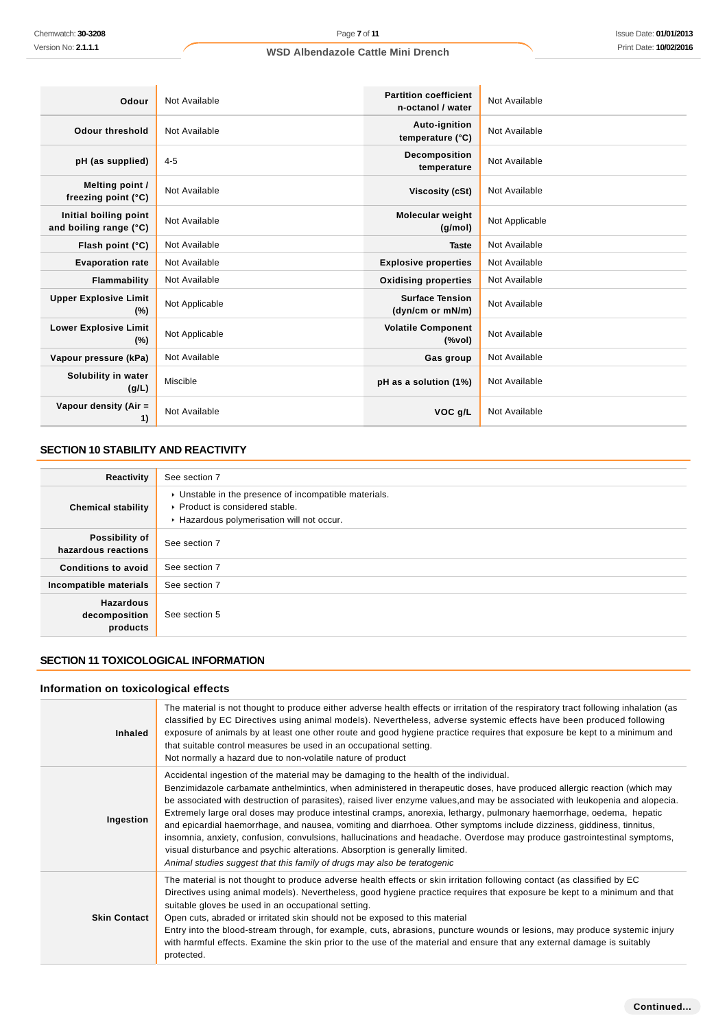| | | | |
|---|---|---|---|
| **Odour** | Not Available | **Partition coefficient n-octanol / water** | Not Available |
| **Odour threshold** | Not Available | **Auto-ignition temperature (°C)** | Not Available |
| **pH (as supplied)** | 4-5 | **Decomposition temperature** | Not Available |
| **Melting point / freezing point (°C)** | Not Available | **Viscosity (cSt)** | Not Available |
| **Initial boiling point and boiling range (°C)** | Not Available | **Molecular weight (g/mol)** | Not Applicable |
| **Flash point (°C)** | Not Available | **Taste** | Not Available |
| **Evaporation rate** | Not Available | **Explosive properties** | Not Available |
| **Flammability** | Not Available | **Oxidising properties** | Not Available |
| **Upper Explosive Limit (%)** | Not Applicable | **Surface Tension (dyn/cm or mN/m)** | Not Available |
| **Lower Explosive Limit (%)** | Not Applicable | **Volatile Component (%vol)** | Not Available |
| **Vapour pressure (kPa)** | Not Available | **Gas group** | Not Available |
| **Solubility in water (g/L)** | Miscible | **pH as a solution (1%)** | Not Available |
| **Vapour density (Air = 1)** | Not Available | **VOC g/L** | Not Available |

## SECTION 10 STABILITY AND REACTIVITY

| | |
|---|---|
| **Reactivity** | See section 7 |
| **Chemical stability** | ▸ Unstable in the presence of incompatible materials.<br>▸ Product is considered stable.<br>▸ Hazardous polymerisation will not occur. |
| **Possibility of hazardous reactions** | See section 7 |
| **Conditions to avoid** | See section 7 |
| **Incompatible materials** | See section 7 |
| **Hazardous decomposition products** | See section 5 |

## SECTION 11 TOXICOLOGICAL INFORMATION

### Information on toxicological effects

| | |
|---|---|
| **Inhaled** | The material is not thought to produce either adverse health effects or irritation of the respiratory tract following inhalation (as classified by EC Directives using animal models). Nevertheless, adverse systemic effects have been produced following exposure of animals by at least one other route and good hygiene practice requires that exposure be kept to a minimum and that suitable control measures be used in an occupational setting.<br>Not normally a hazard due to non-volatile nature of product |
| **Ingestion** | Accidental ingestion of the material may be damaging to the health of the individual.<br>Benzimidazole carbamate anthelmintics, when administered in therapeutic doses, have produced allergic reaction (which may be associated with destruction of parasites), raised liver enzyme values,and may be associated with leukopenia and alopecia. Extremely large oral doses may produce intestinal cramps, anorexia, lethargy, pulmonary haemorrhage, oedema, hepatic and epicardial haemorrhage, and nausea, vomiting and diarrhoea. Other symptoms include dizziness, giddiness, tinnitus, insomnia, anxiety, confusion, convulsions, hallucinations and headache. Overdose may produce gastrointestinal symptoms, visual disturbance and psychic alterations. Absorption is generally limited.<br>*Animal studies suggest that this family of drugs may also be teratogenic* |
| **Skin Contact** | The material is not thought to produce adverse health effects or skin irritation following contact (as classified by EC Directives using animal models). Nevertheless, good hygiene practice requires that exposure be kept to a minimum and that suitable gloves be used in an occupational setting.<br>Open cuts, abraded or irritated skin should not be exposed to this material<br>Entry into the blood-stream through, for example, cuts, abrasions, puncture wounds or lesions, may produce systemic injury with harmful effects. Examine the skin prior to the use of the material and ensure that any external damage is suitably protected. |

Continued...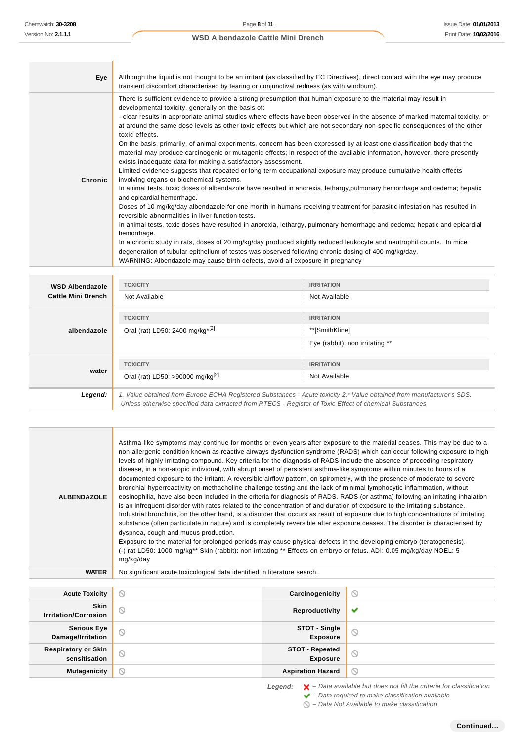| | |
|---|---|
| **Eye** | Although the liquid is not thought to be an irritant (as classified by EC Directives), direct contact with the eye may produce transient discomfort characterised by tearing or conjunctival redness (as with windburn). |
| **Chronic** | There is sufficient evidence to provide a strong presumption that human exposure to the material may result in developmental toxicity, generally on the basis of:<br>- clear results in appropriate animal studies where effects have been observed in the absence of marked maternal toxicity, or at around the same dose levels as other toxic effects but which are not secondary non-specific consequences of the other toxic effects.<br>On the basis, primarily, of animal experiments, concern has been expressed by at least one classification body that the material may produce carcinogenic or mutagenic effects; in respect of the available information, however, there presently exists inadequate data for making a satisfactory assessment.<br>Limited evidence suggests that repeated or long-term occupational exposure may produce cumulative health effects involving organs or biochemical systems.<br>In animal tests, toxic doses of albendazole have resulted in anorexia, lethargy,pulmonary hemorrhage and oedema; hepatic and epicardial hemorrhage.<br>Doses of 10 mg/kg/day albendazole for one month in humans receiving treatment for parasitic infestation has resulted in reversible abnormalities in liver function tests.<br>In animal tests, toxic doses have resulted in anorexia, lethargy, pulmonary hemorrhage and oedema; hepatic and epicardial hemorrhage.<br>In a chronic study in rats, doses of 20 mg/kg/day produced slightly reduced leukocyte and neutrophil counts. In mice degeneration of tubular epithelium of testes was observed following chronic dosing of 400 mg/kg/day.<br>WARNING: Albendazole may cause birth defects, avoid all exposure in pregnancy |

| | TOXICITY | IRRITATION |
|---|---|---|
| **WSD Albendazole Cattle Mini Drench** | Not Available | Not Available |
| **albendazole** | Oral (rat) LD50: 2400 mg/kg*[2] | **[SmithKline] |
| | | Eye (rabbit): non irritating ** |
| **water** | Oral (rat) LD50: >90000 mg/kg[2] | Not Available |
| ***Legend:*** | *1. Value obtained from Europe ECHA Registered Substances - Acute toxicity 2.* Value obtained from manufacturer's SDS. Unless otherwise specified data extracted from RTECS - Register of Toxic Effect of chemical Substances* | |

| | |
|---|---|
| **ALBENDAZOLE** | Asthma-like symptoms may continue for months or even years after exposure to the material ceases. This may be due to a non-allergenic condition known as reactive airways dysfunction syndrome (RADS) which can occur following exposure to high levels of highly irritating compound. Key criteria for the diagnosis of RADS include the absence of preceding respiratory disease, in a non-atopic individual, with abrupt onset of persistent asthma-like symptoms within minutes to hours of a documented exposure to the irritant. A reversible airflow pattern, on spirometry, with the presence of moderate to severe bronchial hyperreactivity on methacholine challenge testing and the lack of minimal lymphocytic inflammation, without eosinophilia, have also been included in the criteria for diagnosis of RADS. RADS (or asthma) following an irritating inhalation is an infrequent disorder with rates related to the concentration of and duration of exposure to the irritating substance. Industrial bronchitis, on the other hand, is a disorder that occurs as result of exposure due to high concentrations of irritating substance (often particulate in nature) and is completely reversible after exposure ceases. The disorder is characterised by dyspnea, cough and mucus production.<br>Exposure to the material for prolonged periods may cause physical defects in the developing embryo (teratogenesis).<br>(-) rat LD50: 1000 mg/kg** Skin (rabbit): non irritating ** Effects on embryo or fetus. ADI: 0.05 mg/kg/day NOEL: 5 mg/kg/day |
| **WATER** | No significant acute toxicological data identified in literature search. |

| | | | |
|---|---|---|---|
| **Acute Toxicity** | ⦸ | **Carcinogenicity** | ⦸ |
| **Skin Irritation/Corrosion** | ⦸ | **Reproductivity** | ✔ |
| **Serious Eye Damage/Irritation** | ⦸ | **STOT - Single Exposure** | ⦸ |
| **Respiratory or Skin sensitisation** | ⦸ | **STOT - Repeated Exposure** | ⦸ |
| **Mutagenicity** | ⦸ | **Aspiration Hazard** | ⦸ |

***Legend:***
- ✘ *– Data available but does not fill the criteria for classification*
- ✔ *– Data required to make classification available*
- ⦸ *– Data Not Available to make classification*

**Continued...**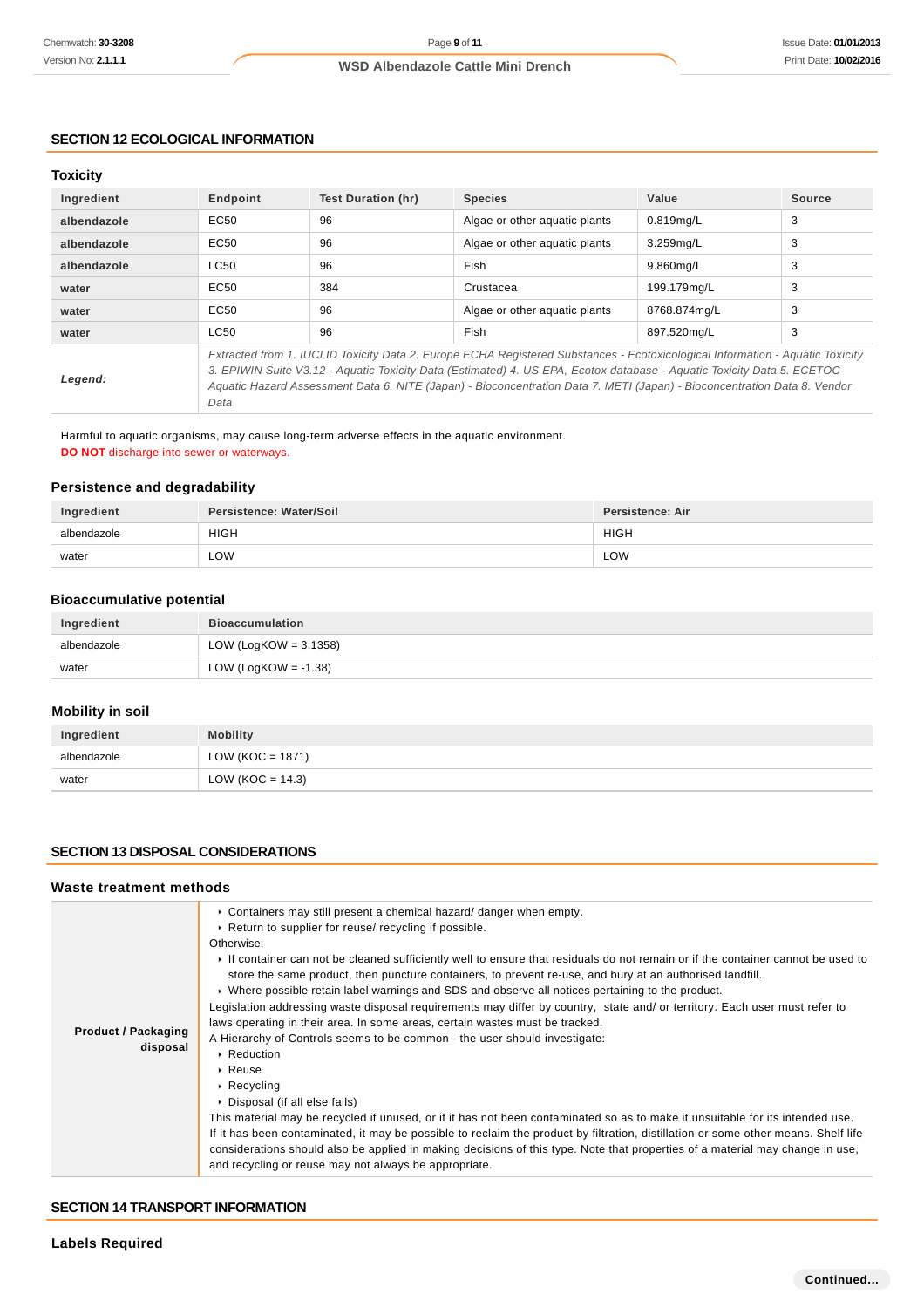## SECTION 12 ECOLOGICAL INFORMATION

### Toxicity

| Ingredient | Endpoint | Test Duration (hr) | Species | Value | Source |
|---|---|---|---|---|---|
| **albendazole** | EC50 | 96 | Algae or other aquatic plants | 0.819mg/L | 3 |
| **albendazole** | EC50 | 96 | Algae or other aquatic plants | 3.259mg/L | 3 |
| **albendazole** | LC50 | 96 | Fish | 9.860mg/L | 3 |
| **water** | EC50 | 384 | Crustacea | 199.179mg/L | 3 |
| **water** | EC50 | 96 | Algae or other aquatic plants | 8768.874mg/L | 3 |
| **water** | LC50 | 96 | Fish | 897.520mg/L | 3 |
| ***Legend:*** | *Extracted from 1. IUCLID Toxicity Data 2. Europe ECHA Registered Substances - Ecotoxicological Information - Aquatic Toxicity 3. EPIWIN Suite V3.12 - Aquatic Toxicity Data (Estimated) 4. US EPA, Ecotox database - Aquatic Toxicity Data 5. ECETOC Aquatic Hazard Assessment Data 6. NITE (Japan) - Bioconcentration Data 7. METI (Japan) - Bioconcentration Data 8. Vendor Data* | | | | |

Harmful to aquatic organisms, may cause long-term adverse effects in the aquatic environment.
**DO NOT** discharge into sewer or waterways.

### Persistence and degradability

| Ingredient | Persistence: Water/Soil | Persistence: Air |
|---|---|---|
| albendazole | HIGH | HIGH |
| water | LOW | LOW |

### Bioaccumulative potential

| Ingredient | Bioaccumulation |
|---|---|
| albendazole | LOW (LogKOW = 3.1358) |
| water | LOW (LogKOW = -1.38) |

### Mobility in soil

| Ingredient | Mobility |
|---|---|
| albendazole | LOW (KOC = 1871) |
| water | LOW (KOC = 14.3) |

## SECTION 13 DISPOSAL CONSIDERATIONS

### Waste treatment methods

**Product / Packaging disposal**

- Containers may still present a chemical hazard/ danger when empty.
- Return to supplier for reuse/ recycling if possible.

Otherwise:

- If container can not be cleaned sufficiently well to ensure that residuals do not remain or if the container cannot be used to store the same product, then puncture containers, to prevent re-use, and bury at an authorised landfill.
- Where possible retain label warnings and SDS and observe all notices pertaining to the product.

Legislation addressing waste disposal requirements may differ by country, state and/ or territory. Each user must refer to laws operating in their area. In some areas, certain wastes must be tracked.

A Hierarchy of Controls seems to be common - the user should investigate:

- Reduction
- Reuse
- Recycling
- Disposal (if all else fails)

This material may be recycled if unused, or if it has not been contaminated so as to make it unsuitable for its intended use. If it has been contaminated, it may be possible to reclaim the product by filtration, distillation or some other means. Shelf life considerations should also be applied in making decisions of this type. Note that properties of a material may change in use, and recycling or reuse may not always be appropriate.

## SECTION 14 TRANSPORT INFORMATION

### Labels Required

Continued...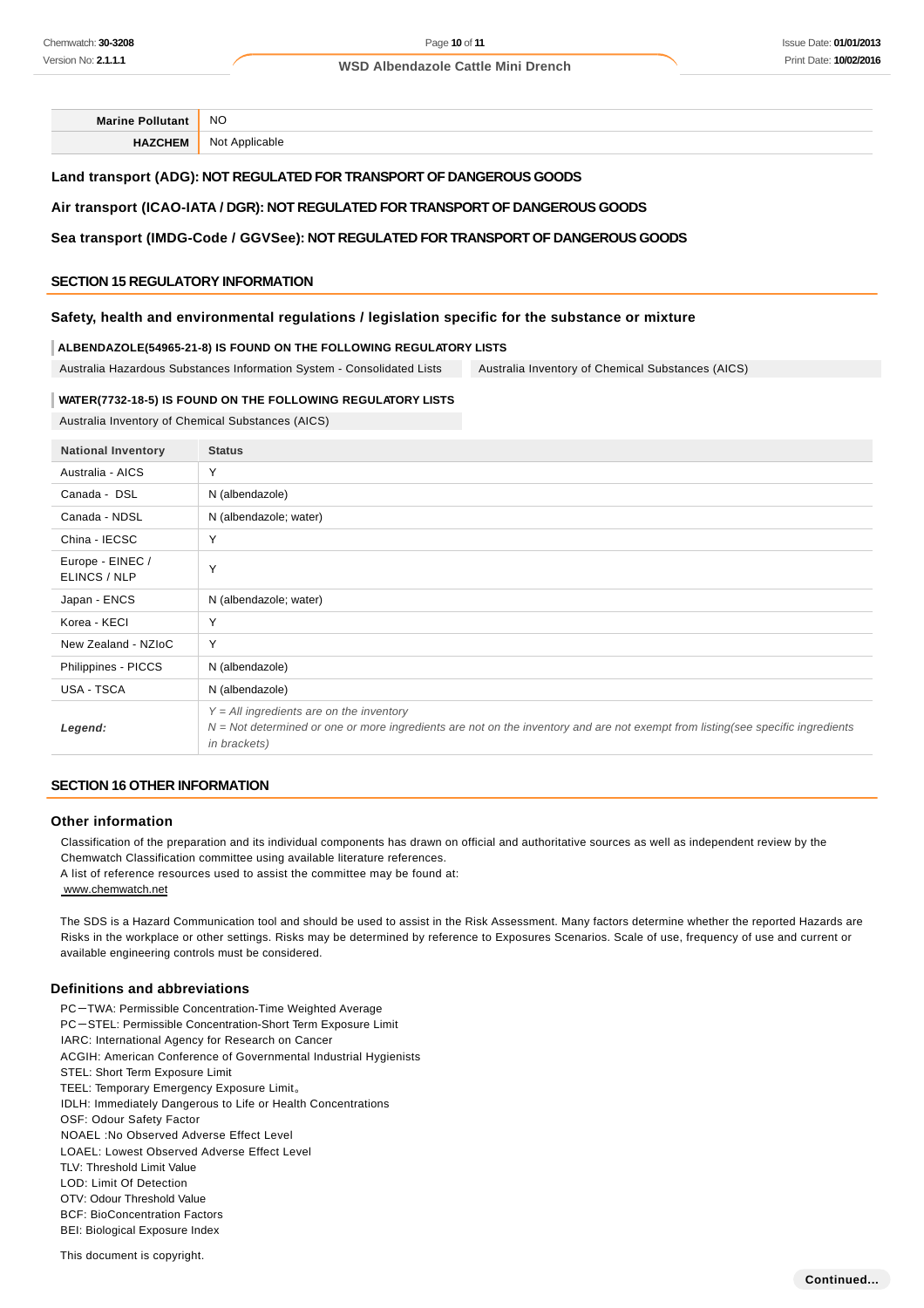| Marine Pollutant | NO |
|---|---|
| HAZCHEM | Not Applicable |

**Land transport (ADG): NOT REGULATED FOR TRANSPORT OF DANGEROUS GOODS**

**Air transport (ICAO-IATA / DGR): NOT REGULATED FOR TRANSPORT OF DANGEROUS GOODS**

**Sea transport (IMDG-Code / GGVSee): NOT REGULATED FOR TRANSPORT OF DANGEROUS GOODS**

## SECTION 15 REGULATORY INFORMATION

### Safety, health and environmental regulations / legislation specific for the substance or mixture

**ALBENDAZOLE(54965-21-8) IS FOUND ON THE FOLLOWING REGULATORY LISTS**

Australia Hazardous Substances Information System - Consolidated Lists

Australia Inventory of Chemical Substances (AICS)

**WATER(7732-18-5) IS FOUND ON THE FOLLOWING REGULATORY LISTS**

Australia Inventory of Chemical Substances (AICS)

| National Inventory | Status |
|---|---|
| Australia - AICS | Y |
| Canada - DSL | N (albendazole) |
| Canada - NDSL | N (albendazole; water) |
| China - IECSC | Y |
| Europe - EINEC / ELINCS / NLP | Y |
| Japan - ENCS | N (albendazole; water) |
| Korea - KECI | Y |
| New Zealand - NZIoC | Y |
| Philippines - PICCS | N (albendazole) |
| USA - TSCA | N (albendazole) |
| *Legend:* | *Y = All ingredients are on the inventory*<br>*N = Not determined or one or more ingredients are not on the inventory and are not exempt from listing(see specific ingredients in brackets)* |

## SECTION 16 OTHER INFORMATION

### Other information

Classification of the preparation and its individual components has drawn on official and authoritative sources as well as independent review by the Chemwatch Classification committee using available literature references.
A list of reference resources used to assist the committee may be found at:
www.chemwatch.net

The SDS is a Hazard Communication tool and should be used to assist in the Risk Assessment. Many factors determine whether the reported Hazards are Risks in the workplace or other settings. Risks may be determined by reference to Exposures Scenarios. Scale of use, frequency of use and current or available engineering controls must be considered.

### Definitions and abbreviations

PC－TWA: Permissible Concentration-Time Weighted Average
PC－STEL: Permissible Concentration-Short Term Exposure Limit
IARC: International Agency for Research on Cancer
ACGIH: American Conference of Governmental Industrial Hygienists
STEL: Short Term Exposure Limit
TEEL: Temporary Emergency Exposure Limit。
IDLH: Immediately Dangerous to Life or Health Concentrations
OSF: Odour Safety Factor
NOAEL :No Observed Adverse Effect Level
LOAEL: Lowest Observed Adverse Effect Level
TLV: Threshold Limit Value
LOD: Limit Of Detection
OTV: Odour Threshold Value
BCF: BioConcentration Factors
BEI: Biological Exposure Index

This document is copyright.

**Continued...**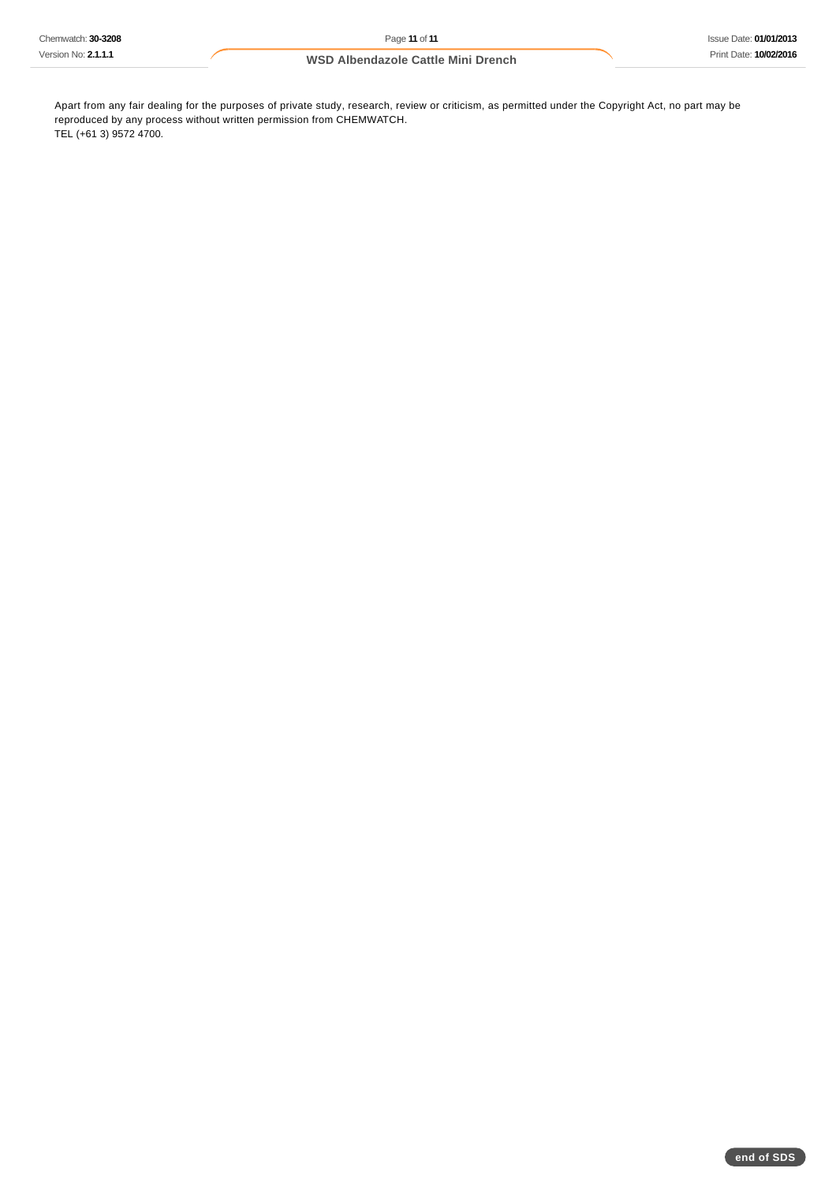Apart from any fair dealing for the purposes of private study, research, review or criticism, as permitted under the Copyright Act, no part may be reproduced by any process without written permission from CHEMWATCH.
TEL (+61 3) 9572 4700.

**end of SDS**